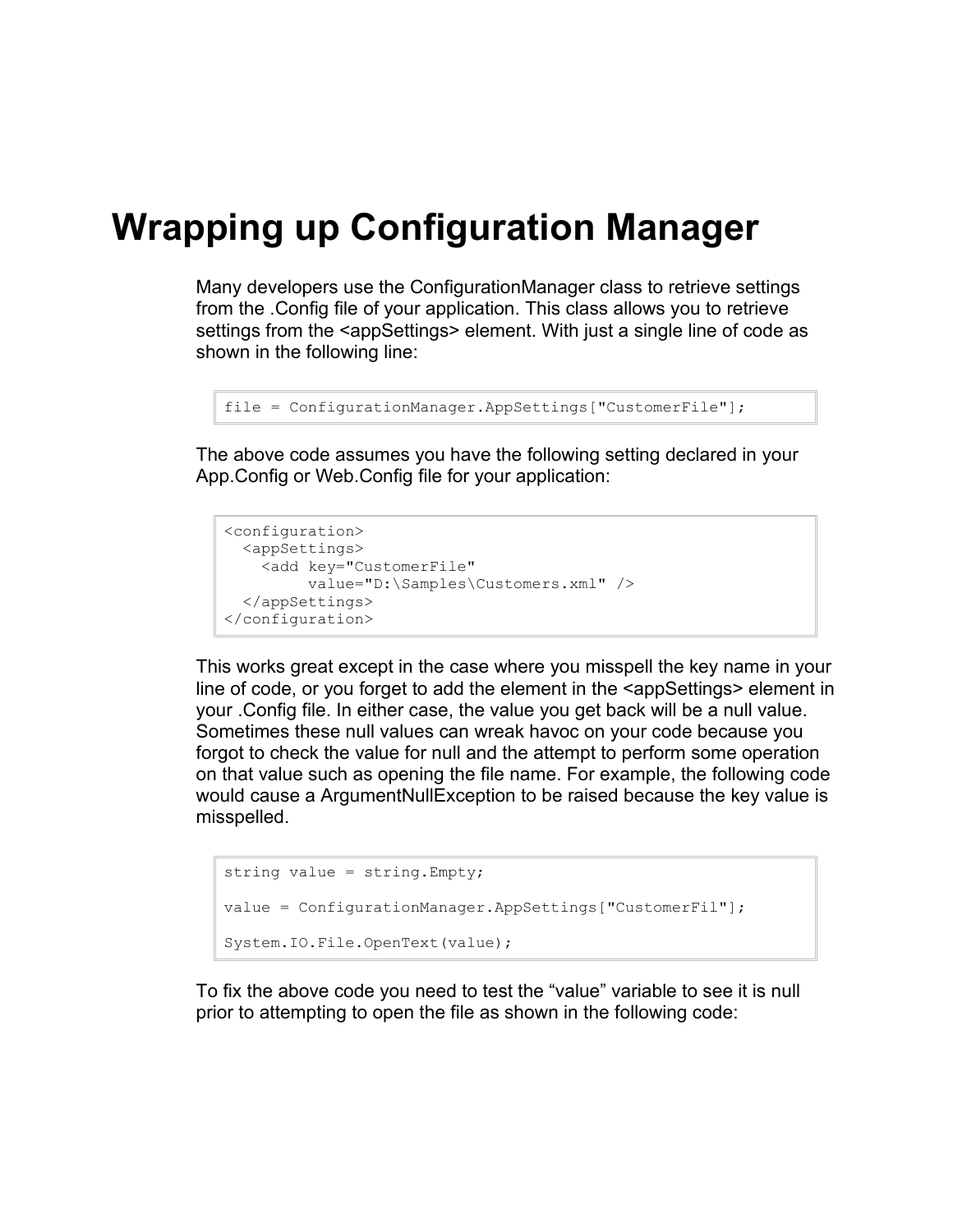# Wrapping up Configuration Manager

Many developers use the ConfigurationManager class to retrieve settings from the .Config file of your application. This class allows you to retrieve settings from the <appSettings> element. With just a single line of code as shown in the following line:

```
file = ConfigurationManager.AppSettings["CustomerFile"];
```

The above code assumes you have the following setting declared in your App.Config or Web.Config file for your application:

```
<configuration>
  <appSettings>
    <add key="CustomerFile"
         value="D:\Samples\Customers.xml" />
  </appSettings>
</configuration>
```

This works great except in the case where you misspell the key name in your line of code, or you forget to add the element in the <appSettings> element in your .Config file. In either case, the value you get back will be a null value. Sometimes these null values can wreak havoc on your code because you forgot to check the value for null and the attempt to perform some operation on that value such as opening the file name. For example, the following code would cause a ArgumentNullException to be raised because the key value is misspelled.

```
string value = string.Empty;

value = ConfigurationManager.AppSettings["CustomerFil"];

System.IO.File.OpenText(value);
```

To fix the above code you need to test the "value" variable to see it is null prior to attempting to open the file as shown in the following code: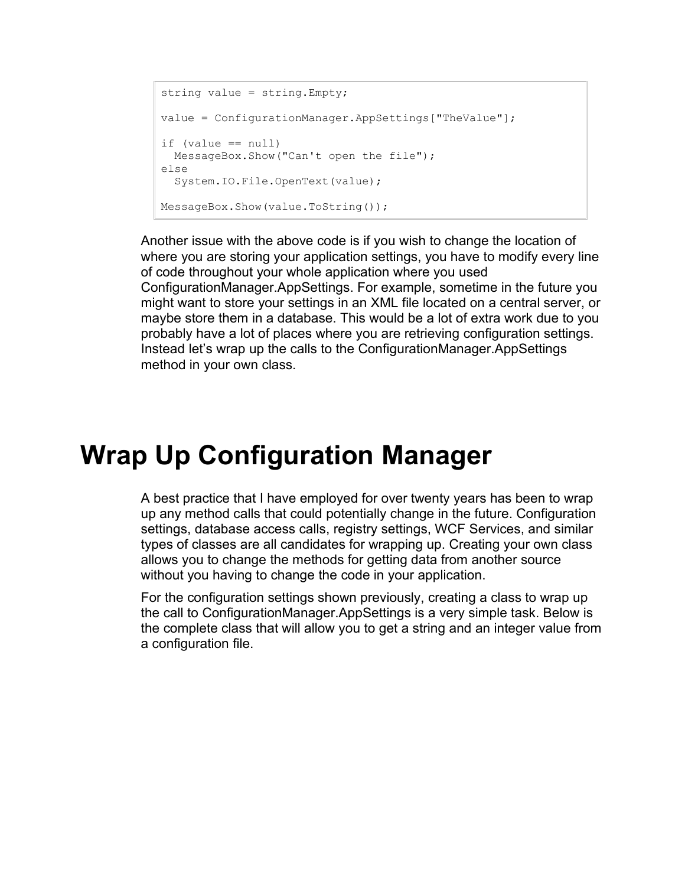```
string value = string.Empty;

value = ConfigurationManager.AppSettings["TheValue"];

if (value == null)
  MessageBox.Show("Can't open the file");
else
  System.IO.File.OpenText(value);

MessageBox.Show(value.ToString());
```

Another issue with the above code is if you wish to change the location of where you are storing your application settings, you have to modify every line of code throughout your whole application where you used ConfigurationManager.AppSettings. For example, sometime in the future you might want to store your settings in an XML file located on a central server, or maybe store them in a database. This would be a lot of extra work due to you probably have a lot of places where you are retrieving configuration settings. Instead let's wrap up the calls to the ConfigurationManager.AppSettings method in your own class.

# Wrap Up Configuration Manager

A best practice that I have employed for over twenty years has been to wrap up any method calls that could potentially change in the future. Configuration settings, database access calls, registry settings, WCF Services, and similar types of classes are all candidates for wrapping up. Creating your own class allows you to change the methods for getting data from another source without you having to change the code in your application.

For the configuration settings shown previously, creating a class to wrap up the call to ConfigurationManager.AppSettings is a very simple task. Below is the complete class that will allow you to get a string and an integer value from a configuration file.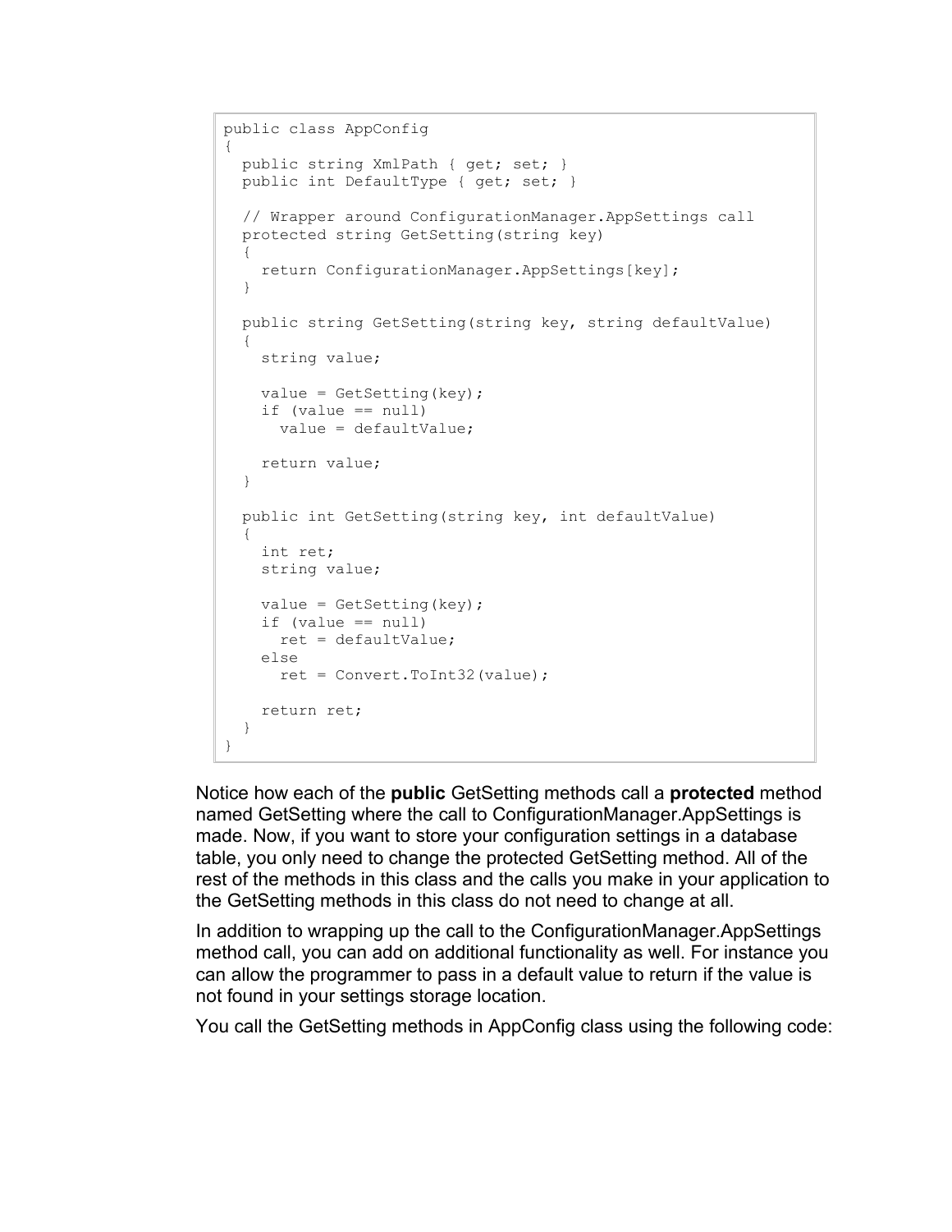```
public class AppConfig
{
  public string XmlPath { get; set; }
  public int DefaultType { get; set; }

  // Wrapper around ConfigurationManager.AppSettings call
  protected string GetSetting(string key)
  {
    return ConfigurationManager.AppSettings[key];
  }

  public string GetSetting(string key, string defaultValue)
  {
    string value;

    value = GetSetting(key);
    if (value == null)
      value = defaultValue;

    return value;
  }

  public int GetSetting(string key, int defaultValue)
  {
    int ret;
    string value;

    value = GetSetting(key);
    if (value == null)
      ret = defaultValue;
    else
      ret = Convert.ToInt32(value);

    return ret;
  }
}
```

Notice how each of the **public** GetSetting methods call a **protected** method named GetSetting where the call to ConfigurationManager.AppSettings is made. Now, if you want to store your configuration settings in a database table, you only need to change the protected GetSetting method. All of the rest of the methods in this class and the calls you make in your application to the GetSetting methods in this class do not need to change at all.

In addition to wrapping up the call to the ConfigurationManager.AppSettings method call, you can add on additional functionality as well. For instance you can allow the programmer to pass in a default value to return if the value is not found in your settings storage location.

You call the GetSetting methods in AppConfig class using the following code: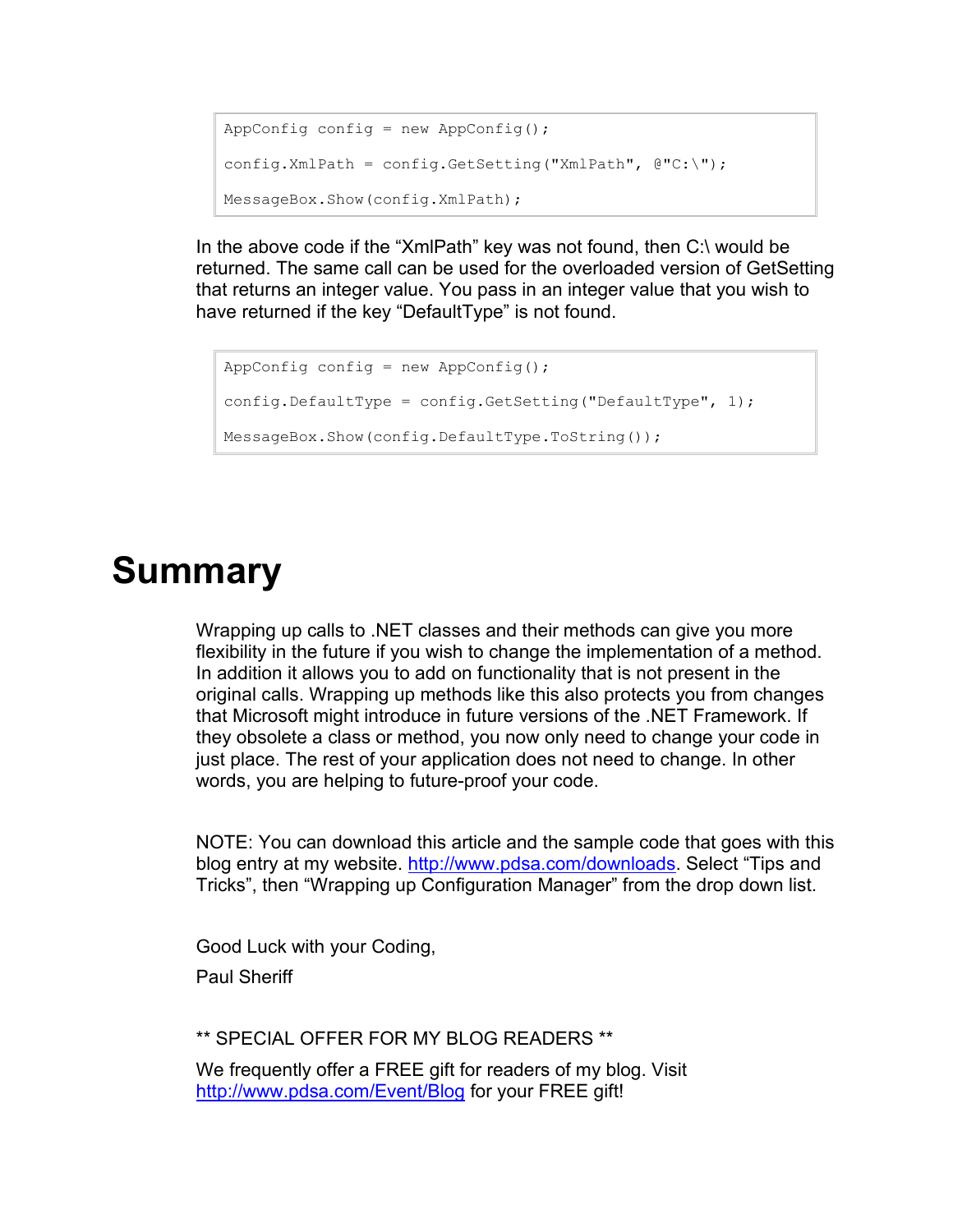```
AppConfig config = new AppConfig();

config.XmlPath = config.GetSetting("XmlPath", @"C:\");

MessageBox.Show(config.XmlPath);
```

In the above code if the “XmlPath” key was not found, then C:\ would be returned. The same call can be used for the overloaded version of GetSetting that returns an integer value. You pass in an integer value that you wish to have returned if the key “DefaultType” is not found.

```
AppConfig config = new AppConfig();

config.DefaultType = config.GetSetting("DefaultType", 1);

MessageBox.Show(config.DefaultType.ToString());
```

# Summary

Wrapping up calls to .NET classes and their methods can give you more flexibility in the future if you wish to change the implementation of a method. In addition it allows you to add on functionality that is not present in the original calls. Wrapping up methods like this also protects you from changes that Microsoft might introduce in future versions of the .NET Framework. If they obsolete a class or method, you now only need to change your code in just place. The rest of your application does not need to change. In other words, you are helping to future-proof your code.

NOTE: You can download this article and the sample code that goes with this blog entry at my website. http://www.pdsa.com/downloads. Select “Tips and Tricks”, then “Wrapping up Configuration Manager” from the drop down list.

Good Luck with your Coding,

Paul Sheriff

** SPECIAL OFFER FOR MY BLOG READERS **

We frequently offer a FREE gift for readers of my blog. Visit http://www.pdsa.com/Event/Blog for your FREE gift!